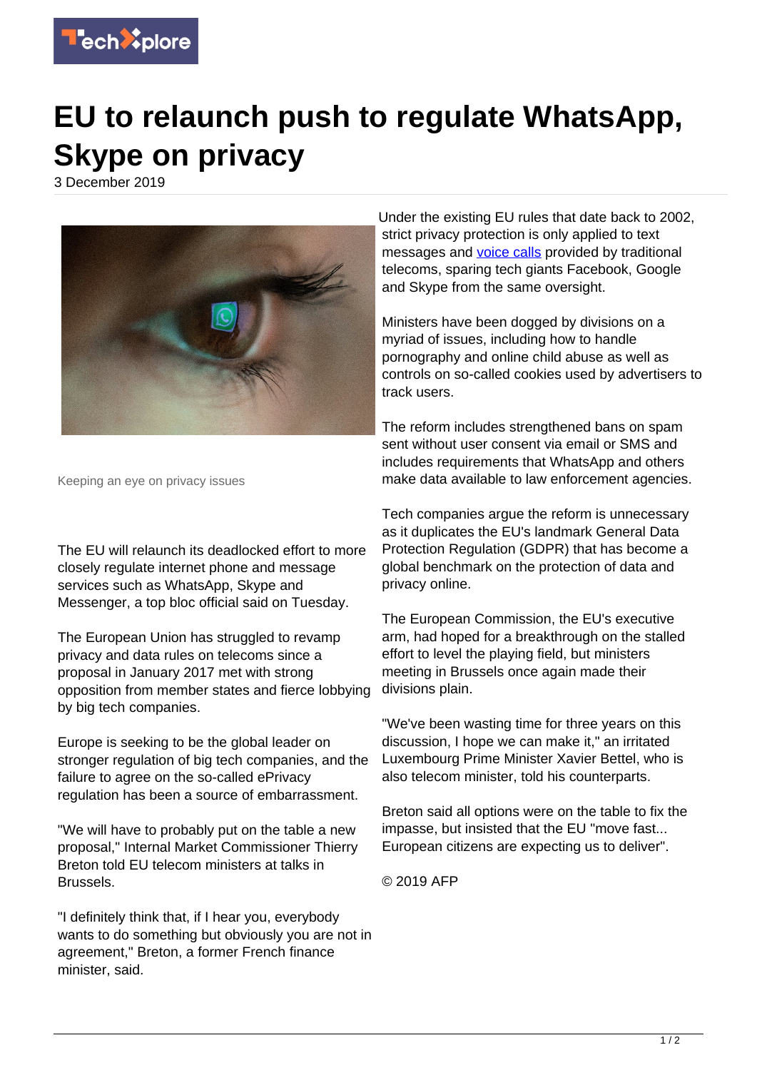# EU to relaunch push to regulate WhatsApp, Skype on privacy

3 December 2019

Keeping an eye on privacy issues

The EU will relaunch its deadlocked effort to more closely regulate internet phone and message services such as WhatsApp, Skype and Messenger, a top bloc official said on Tuesday.

The European Union has struggled to revamp privacy and data rules on telecoms since a proposal in January 2017 met with strong opposition from member states and fierce lobbying by big tech companies.

Europe is seeking to be the global leader on stronger regulation of big tech companies, and the failure to agree on the so-called ePrivacy regulation has been a source of embarrassment.

"We will have to probably put on the table a new proposal," Internal Market Commissioner Thierry Breton told EU telecom ministers at talks in Brussels.

"I definitely think that, if I hear you, everybody wants to do something but obviously you are not in agreement," Breton, a former French finance minister, said.

Under the existing EU rules that date back to 2002, strict privacy protection is only applied to text messages and voice calls provided by traditional telecoms, sparing tech giants Facebook, Google and Skype from the same oversight.

Ministers have been dogged by divisions on a myriad of issues, including how to handle pornography and online child abuse as well as controls on so-called cookies used by advertisers to track users.

The reform includes strengthened bans on spam sent without user consent via email or SMS and includes requirements that WhatsApp and others make data available to law enforcement agencies.

Tech companies argue the reform is unnecessary as it duplicates the EU's landmark General Data Protection Regulation (GDPR) that has become a global benchmark on the protection of data and privacy online.

The European Commission, the EU's executive arm, had hoped for a breakthrough on the stalled effort to level the playing field, but ministers meeting in Brussels once again made their divisions plain.

"We've been wasting time for three years on this discussion, I hope we can make it," an irritated Luxembourg Prime Minister Xavier Bettel, who is also telecom minister, told his counterparts.

Breton said all options were on the table to fix the impasse, but insisted that the EU "move fast... European citizens are expecting us to deliver".

© 2019 AFP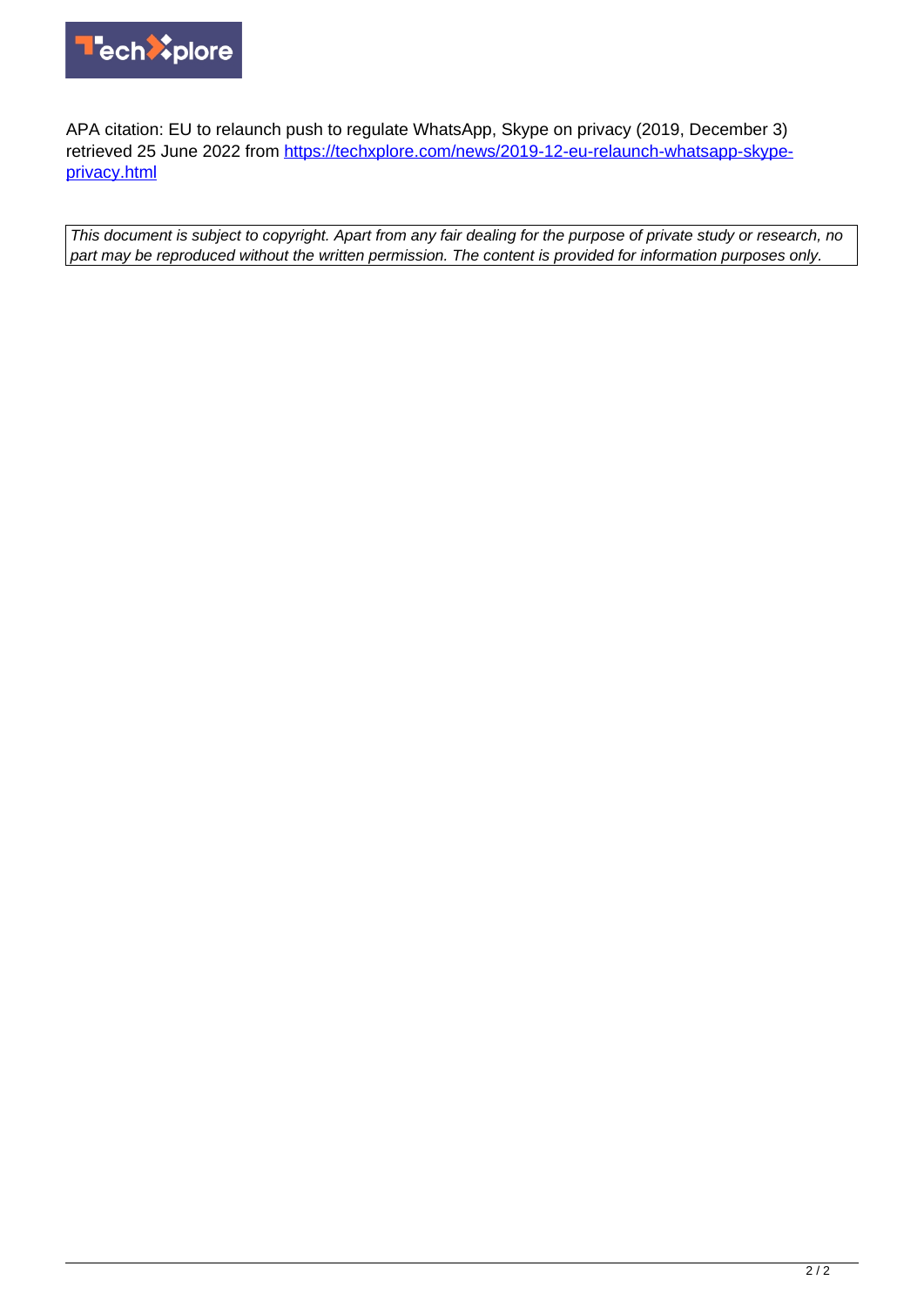APA citation: EU to relaunch push to regulate WhatsApp, Skype on privacy (2019, December 3) retrieved 25 June 2022 from https://techxplore.com/news/2019-12-eu-relaunch-whatsapp-skype-privacy.html

*This document is subject to copyright. Apart from any fair dealing for the purpose of private study or research, no part may be reproduced without the written permission. The content is provided for information purposes only.*